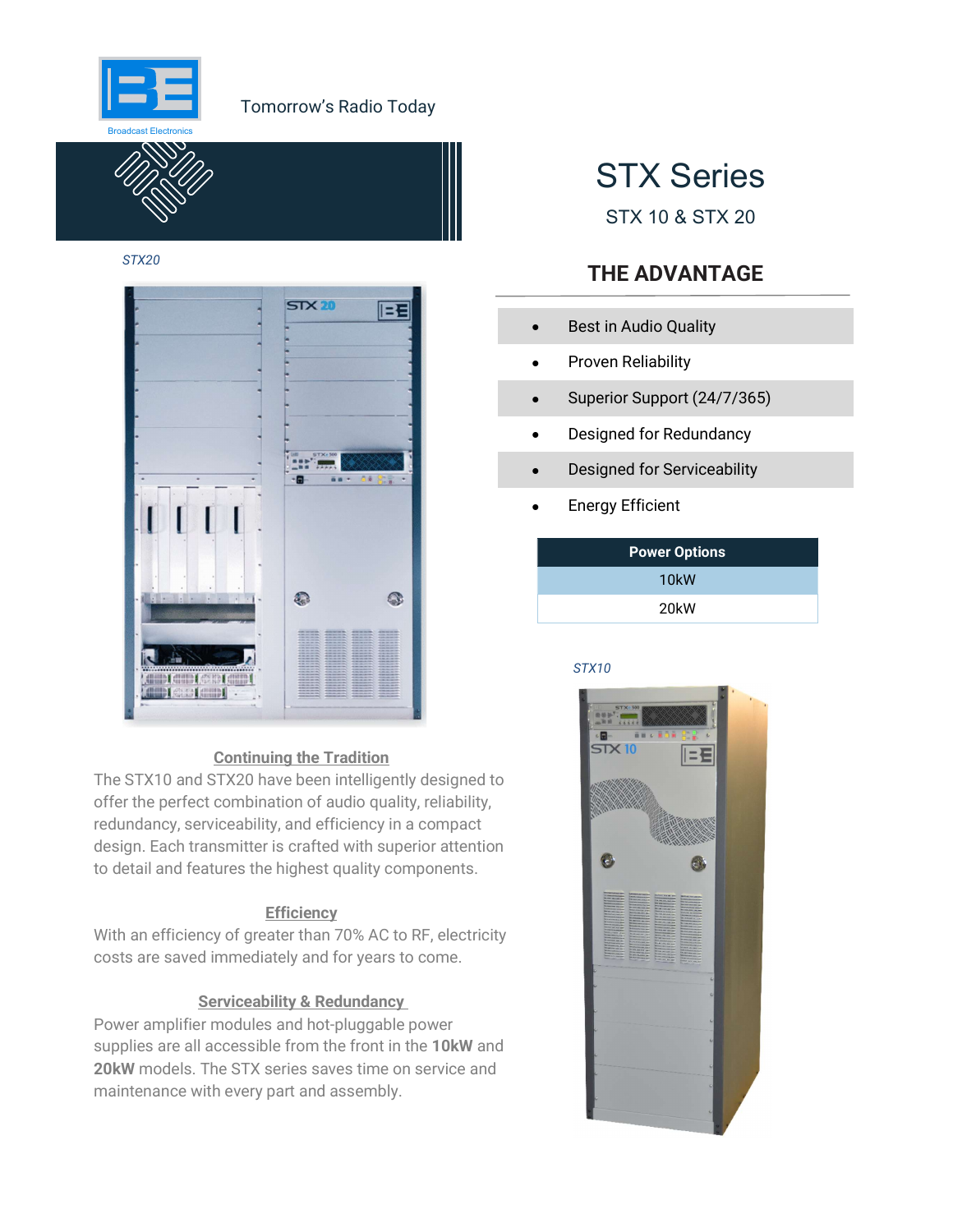Broadcast Electronics

Tomorrow's Radio Today

# STX Series

## STX 10 & STX 20

*STX20*

## THE ADVANTAGE

- Best in Audio Quality
- Proven Reliability
- Superior Support (24/7/365)
- Designed for Redundancy
- Designed for Serviceability
- Energy Efficient

| Power Options |
|---|
| 10kW |
| 20kW |

*STX10*

### Continuing the Tradition

The STX10 and STX20 have been intelligently designed to offer the perfect combination of audio quality, reliability, redundancy, serviceability, and efficiency in a compact design. Each transmitter is crafted with superior attention to detail and features the highest quality components.

### Efficiency

With an efficiency of greater than 70% AC to RF, electricity costs are saved immediately and for years to come.

### Serviceability & Redundancy

Power amplifier modules and hot-pluggable power supplies are all accessible from the front in the **10kW** and **20kW** models. The STX series saves time on service and maintenance with every part and assembly.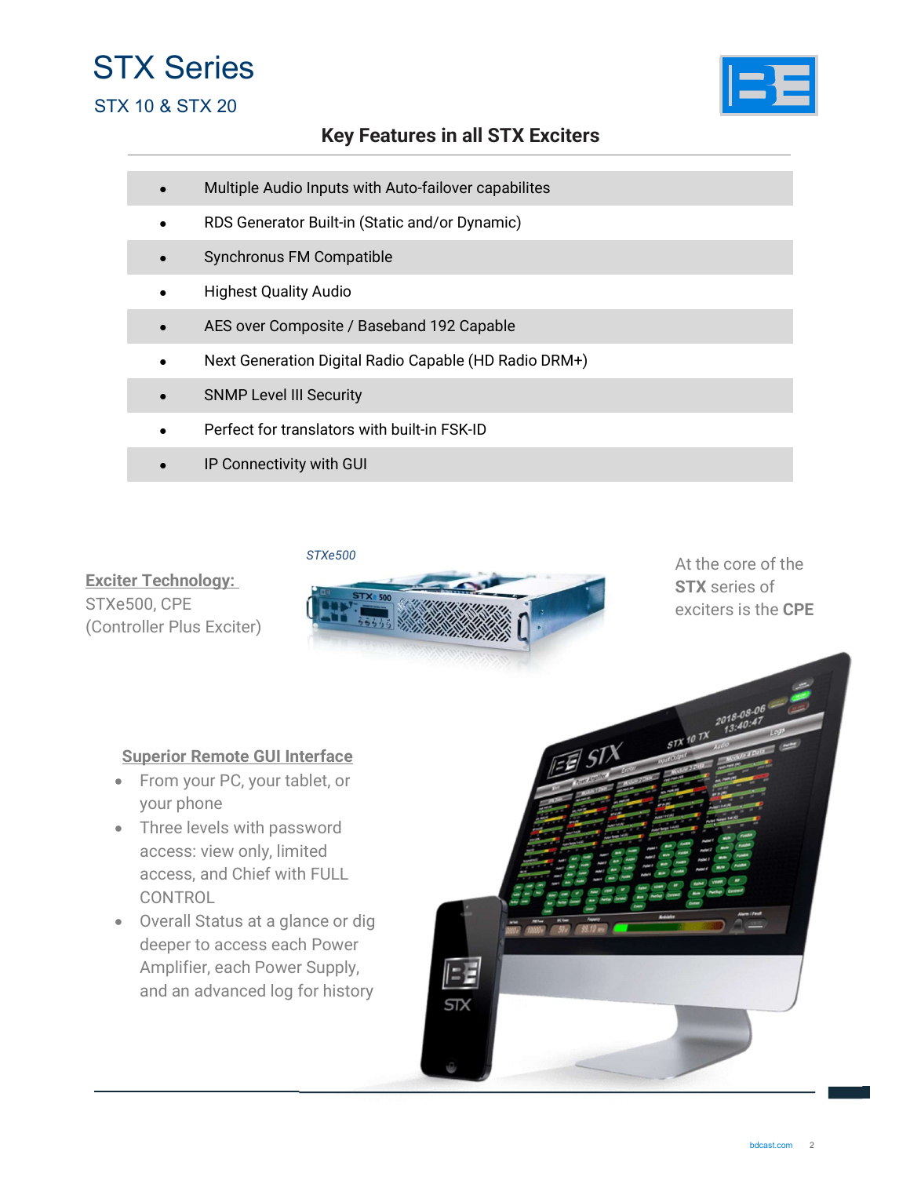# STX Series

## STX 10 & STX 20

### Key Features in all STX Exciters

- Multiple Audio Inputs with Auto-failover capabilites
- RDS Generator Built-in (Static and/or Dynamic)
- Synchronus FM Compatible
- Highest Quality Audio
- AES over Composite / Baseband 192 Capable
- Next Generation Digital Radio Capable (HD Radio DRM+)
- SNMP Level III Security
- Perfect for translators with built-in FSK-ID
- IP Connectivity with GUI

**Exciter Technology:**
STXe500, CPE
(Controller Plus Exciter)

*STXe500*

At the core of the **STX** series of exciters is the **CPE**

**Superior Remote GUI Interface**

- From your PC, your tablet, or your phone
- Three levels with password access: view only, limited access, and Chief with FULL CONTROL
- Overall Status at a glance or dig deeper to access each Power Amplifier, each Power Supply, and an advanced log for history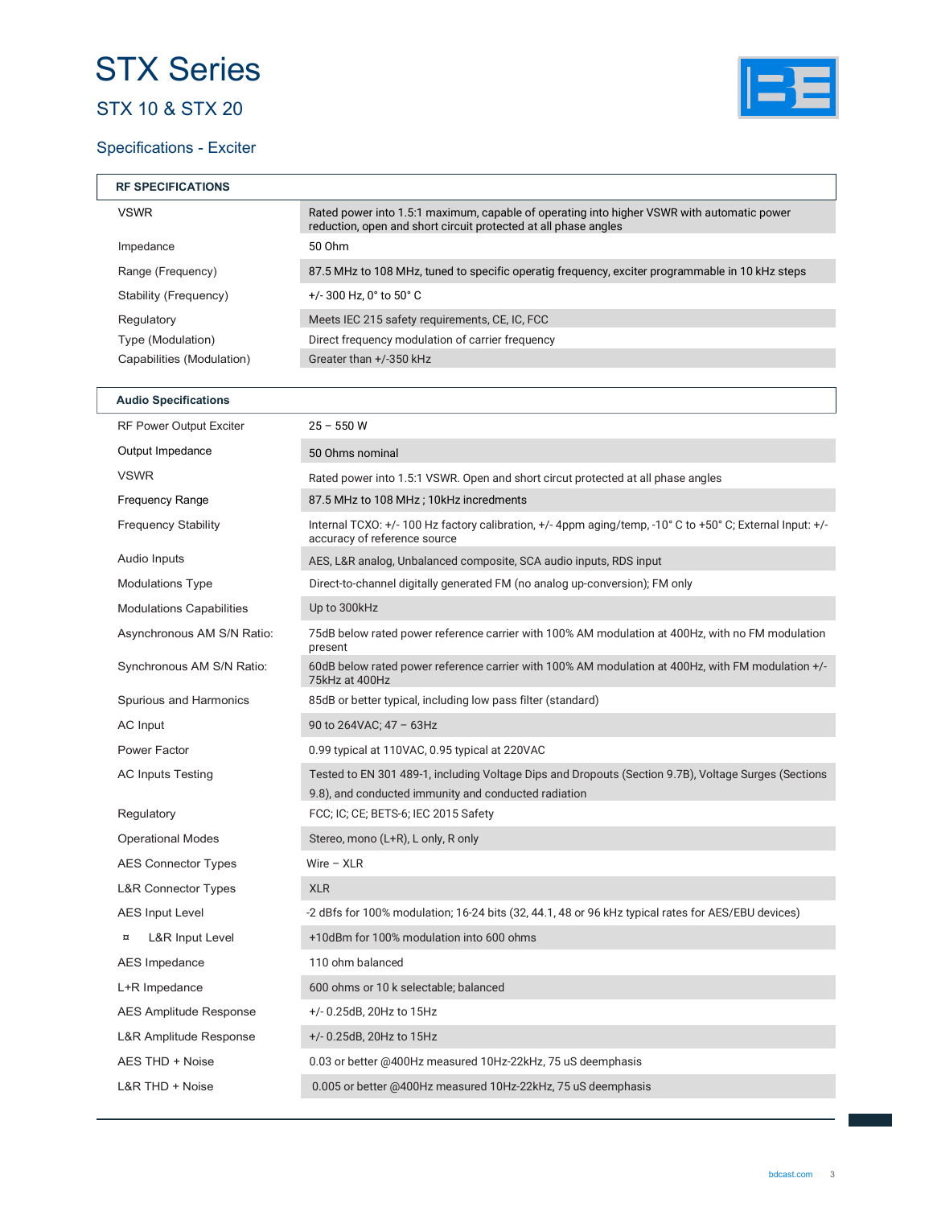# STX Series

## STX 10 & STX 20

### Specifications - Exciter

| RF SPECIFICATIONS | |
|---|---|
| VSWR | Rated power into 1.5:1 maximum, capable of operating into higher VSWR with automatic power reduction, open and short circuit protected at all phase angles |
| Impedance | 50 Ohm |
| Range (Frequency) | 87.5 MHz to 108 MHz, tuned to specific operatig frequency, exciter programmable in 10 kHz steps |
| Stability (Frequency) | +/- 300 Hz, 0° to 50° C |
| Regulatory | Meets IEC 215 safety requirements, CE, IC, FCC |
| Type (Modulation) | Direct frequency modulation of carrier frequency |
| Capabilities (Modulation) | Greater than +/-350 kHz |

| Audio Specifications | |
|---|---|
| RF Power Output Exciter | 25 – 550 W |
| Output Impedance | 50 Ohms nominal |
| VSWR | Rated power into 1.5:1 VSWR. Open and short circut protected at all phase angles |
| Frequency Range | 87.5 MHz to 108 MHz ; 10kHz incredments |
| Frequency Stability | Internal TCXO: +/- 100 Hz factory calibration, +/- 4ppm aging/temp, -10° C to +50° C; External Input: +/- accuracy of reference source |
| Audio Inputs | AES, L&R analog, Unbalanced composite, SCA audio inputs, RDS input |
| Modulations Type | Direct-to-channel digitally generated FM (no analog up-conversion); FM only |
| Modulations Capabilities | Up to 300kHz |
| Asynchronous AM S/N Ratio: | 75dB below rated power reference carrier with 100% AM modulation at 400Hz, with no FM modulation present |
| Synchronous AM S/N Ratio: | 60dB below rated power reference carrier with 100% AM modulation at 400Hz, with FM modulation +/- 75kHz at 400Hz |
| Spurious and Harmonics | 85dB or better typical, including low pass filter (standard) |
| AC Input | 90 to 264VAC; 47 – 63Hz |
| Power Factor | 0.99 typical at 110VAC, 0.95 typical at 220VAC |
| AC Inputs Testing | Tested to EN 301 489-1, including Voltage Dips and Dropouts (Section 9.7B), Voltage Surges (Sections 9.8), and conducted immunity and conducted radiation |
| Regulatory | FCC; IC; CE; BETS-6; IEC 2015 Safety |
| Operational Modes | Stereo, mono (L+R), L only, R only |
| AES Connector Types | Wire – XLR |
| L&R Connector Types | XLR |
| AES Input Level | -2 dBfs for 100% modulation; 16-24 bits (32, 44.1, 48 or 96 kHz typical rates for AES/EBU devices) |
| ¤ L&R Input Level | +10dBm for 100% modulation into 600 ohms |
| AES Impedance | 110 ohm balanced |
| L+R Impedance | 600 ohms or 10 k selectable; balanced |
| AES Amplitude Response | +/- 0.25dB, 20Hz to 15Hz |
| L&R Amplitude Response | +/- 0.25dB, 20Hz to 15Hz |
| AES THD + Noise | 0.03 or better @400Hz measured 10Hz-22kHz, 75 uS deemphasis |
| L&R THD + Noise | 0.005 or better @400Hz measured 10Hz-22kHz, 75 uS deemphasis |

bdcast.com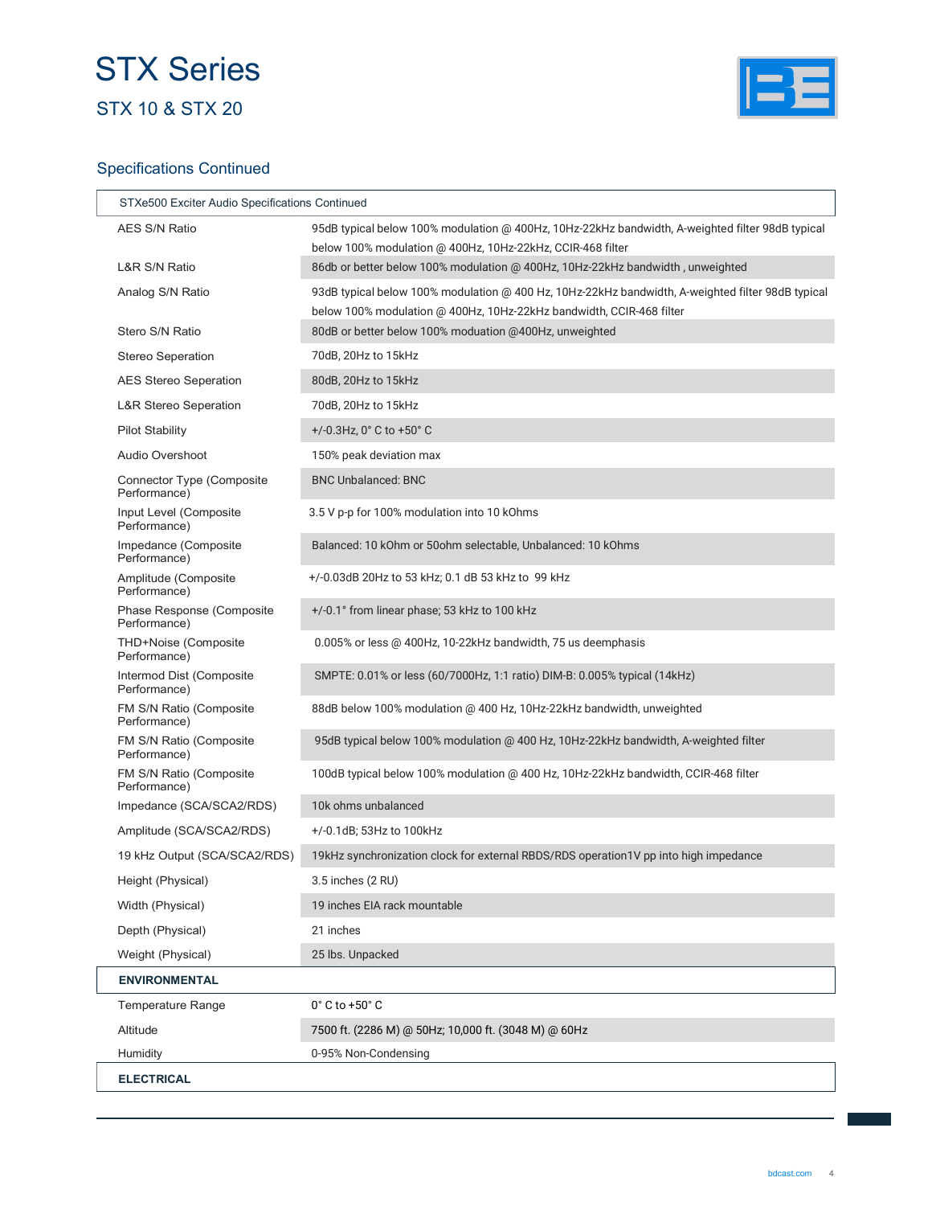# STX Series

## STX 10 & STX 20

## Specifications Continued

| STXe500 Exciter Audio Specifications Continued | |
|---|---|
| AES S/N Ratio | 95dB typical below 100% modulation @ 400Hz, 10Hz-22kHz bandwidth, A-weighted filter 98dB typical below 100% modulation @ 400Hz, 10Hz-22kHz, CCIR-468 filter |
| L&R S/N Ratio | 86db or better below 100% modulation @ 400Hz, 10Hz-22kHz bandwidth , unweighted |
| Analog S/N Ratio | 93dB typical below 100% modulation @ 400 Hz, 10Hz-22kHz bandwidth, A-weighted filter 98dB typical below 100% modulation @ 400Hz, 10Hz-22kHz bandwidth, CCIR-468 filter |
| Stero S/N Ratio | 80dB or better below 100% moduation @400Hz, unweighted |
| Stereo Seperation | 70dB, 20Hz to 15kHz |
| AES Stereo Seperation | 80dB, 20Hz to 15kHz |
| L&R Stereo Seperation | 70dB, 20Hz to 15kHz |
| Pilot Stability | +/-0.3Hz, 0° C to +50° C |
| Audio Overshoot | 150% peak deviation max |
| Connector Type (Composite Performance) | BNC Unbalanced: BNC |
| Input Level (Composite Performance) | 3.5 V p-p for 100% modulation into 10 kOhms |
| Impedance (Composite Performance) | Balanced: 10 kOhm or 50ohm selectable, Unbalanced: 10 kOhms |
| Amplitude (Composite Performance) | +/-0.03dB 20Hz to 53 kHz; 0.1 dB 53 kHz to 99 kHz |
| Phase Response (Composite Performance) | +/-0.1° from linear phase; 53 kHz to 100 kHz |
| THD+Noise (Composite Performance) | 0.005% or less @ 400Hz, 10-22kHz bandwidth, 75 us deemphasis |
| Intermod Dist (Composite Performance) | SMPTE: 0.01% or less (60/7000Hz, 1:1 ratio) DIM-B: 0.005% typical (14kHz) |
| FM S/N Ratio (Composite Performance) | 88dB below 100% modulation @ 400 Hz, 10Hz-22kHz bandwidth, unweighted |
| FM S/N Ratio (Composite Performance) | 95dB typical below 100% modulation @ 400 Hz, 10Hz-22kHz bandwidth, A-weighted filter |
| FM S/N Ratio (Composite Performance) | 100dB typical below 100% modulation @ 400 Hz, 10Hz-22kHz bandwidth, CCIR-468 filter |
| Impedance (SCA/SCA2/RDS) | 10k ohms unbalanced |
| Amplitude (SCA/SCA2/RDS) | +/-0.1dB; 53Hz to 100kHz |
| 19 kHz Output (SCA/SCA2/RDS) | 19kHz synchronization clock for external RBDS/RDS operation1V pp into high impedance |
| Height (Physical) | 3.5 inches (2 RU) |
| Width (Physical) | 19 inches EIA rack mountable |
| Depth (Physical) | 21 inches |
| Weight (Physical) | 25 lbs. Unpacked |
| **ENVIRONMENTAL** | |
| Temperature Range | 0° C to +50° C |
| Altitude | 7500 ft. (2286 M) @ 50Hz; 10,000 ft. (3048 M) @ 60Hz |
| Humidity | 0-95% Non-Condensing |
| **ELECTRICAL** | |

bdcast.com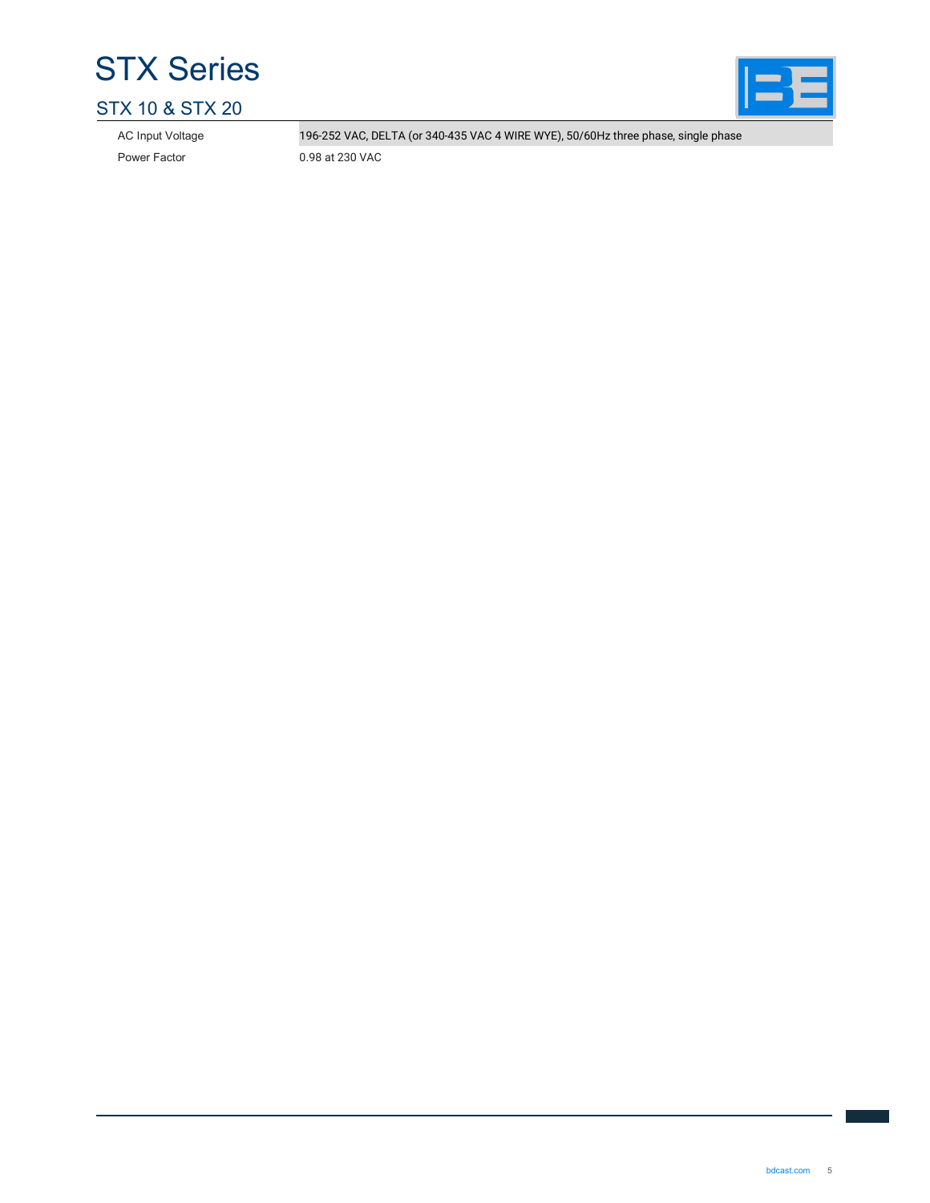# STX Series

## STX 10 & STX 20

| | |
|---|---|
| AC Input Voltage | 196-252 VAC, DELTA (or 340-435 VAC 4 WIRE WYE), 50/60Hz three phase, single phase |
| Power Factor | 0.98 at 230 VAC |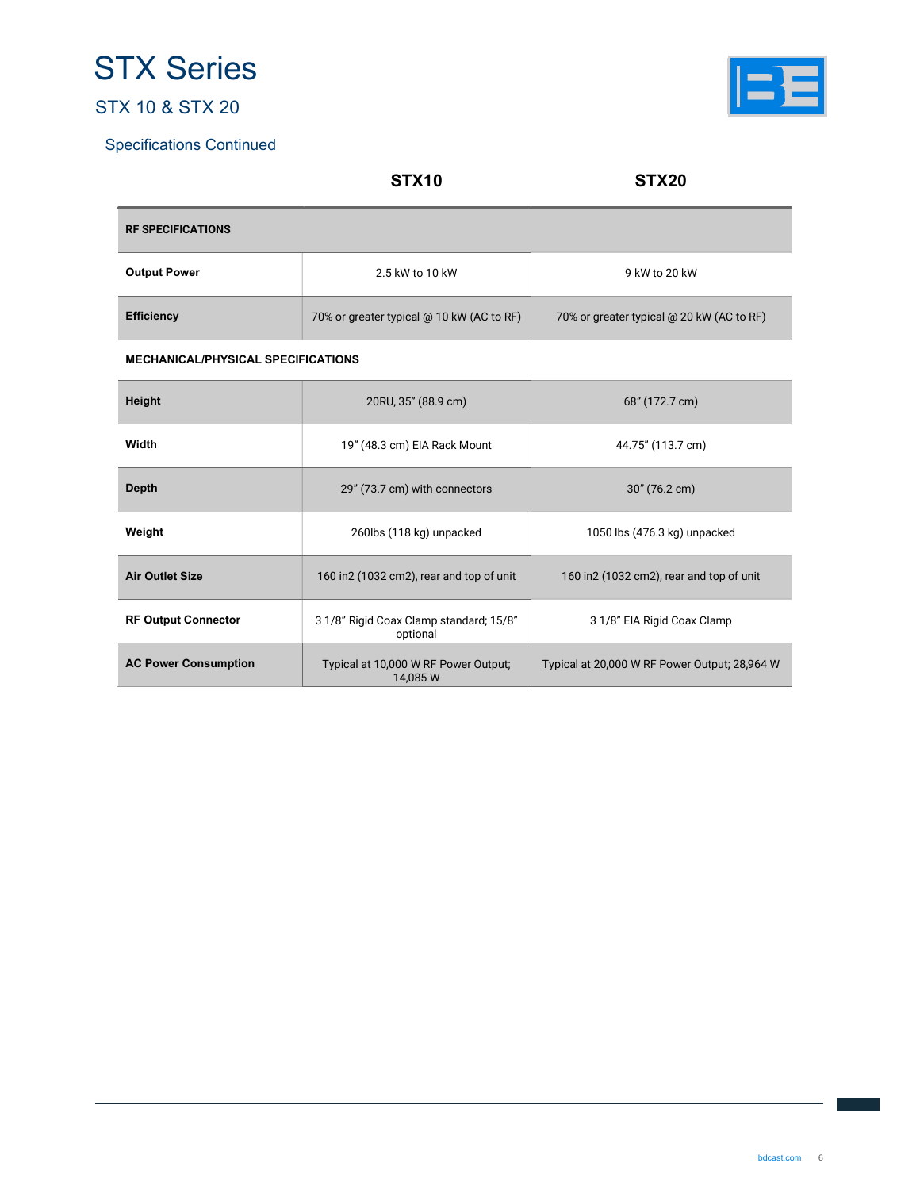# STX Series

## STX 10 & STX 20

### Specifications Continued

| | STX10 | STX20 |
|---|---|---|
| **RF SPECIFICATIONS** | | |
| **Output Power** | 2.5 kW to 10 kW | 9 kW to 20 kW |
| **Efficiency** | 70% or greater typical @ 10 kW (AC to RF) | 70% or greater typical @ 20 kW (AC to RF) |
| **MECHANICAL/PHYSICAL SPECIFICATIONS** | | |
| **Height** | 20RU, 35” (88.9 cm) | 68” (172.7 cm) |
| **Width** | 19” (48.3 cm) EIA Rack Mount | 44.75” (113.7 cm) |
| **Depth** | 29” (73.7 cm) with connectors | 30” (76.2 cm) |
| **Weight** | 260lbs (118 kg) unpacked | 1050 lbs (476.3 kg) unpacked |
| **Air Outlet Size** | 160 in2 (1032 cm2), rear and top of unit | 160 in2 (1032 cm2), rear and top of unit |
| **RF Output Connector** | 3 1/8” Rigid Coax Clamp standard; 15/8” optional | 3 1/8” EIA Rigid Coax Clamp |
| **AC Power Consumption** | Typical at 10,000 W RF Power Output; 14,085 W | Typical at 20,000 W RF Power Output; 28,964 W |

bdcast.com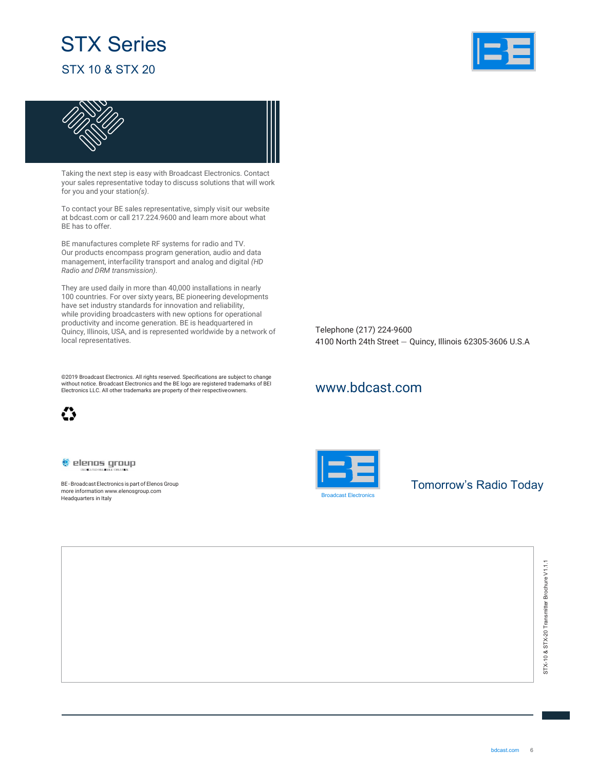# STX Series

## STX 10 & STX 20

Taking the next step is easy with Broadcast Electronics. Contact your sales representative today to discuss solutions that will work for you and your station*(s)*.

To contact your BE sales representative, simply visit our website at bdcast.com or call 217.224.9600 and learn more about what BE has to offer.

BE manufactures complete RF systems for radio and TV. Our products encompass program generation, audio and data management, interfacility transport and analog and digital *(HD Radio and DRM transmission)*.

They are used daily in more than 40,000 installations in nearly 100 countries. For over sixty years, BE pioneering developments have set industry standards for innovation and reliability, while providing broadcasters with new options for operational productivity and income generation. BE is headquartered in Quincy, Illinois, USA, and is represented worldwide by a network of local representatives.

©2019 Broadcast Electronics. All rights reserved. Specifications are subject to change without notice. Broadcast Electronics and the BE logo are registered trademarks of BEI Electronics LLC. All other trademarks are property of their respective owners.

elenos group

BE - Broadcast Electronics is part of Elenos Group
more information www.elenosgroup.com
Headquarters in Italy

Telephone (217) 224-9600
4100 North 24th Street — Quincy, Illinois 62305-3606 U.S.A

www.bdcast.com

Broadcast Electronics

Tomorrow's Radio Today

STX-10 & STX-20 Transmitter Brochure V1.1.1